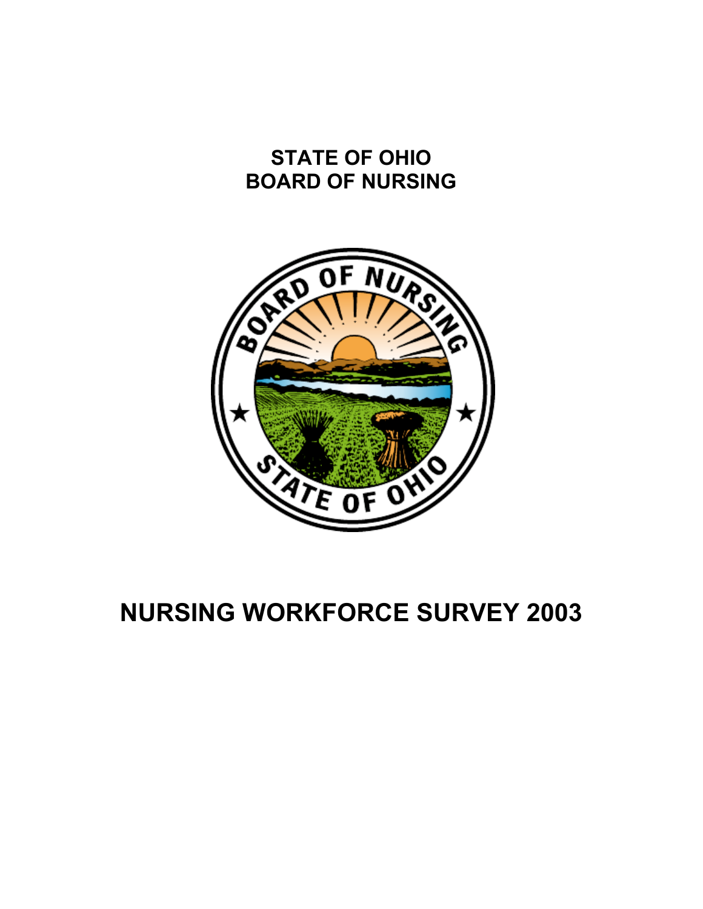# STATE OF OHIO
# BOARD OF NURSING

# NURSING WORKFORCE SURVEY 2003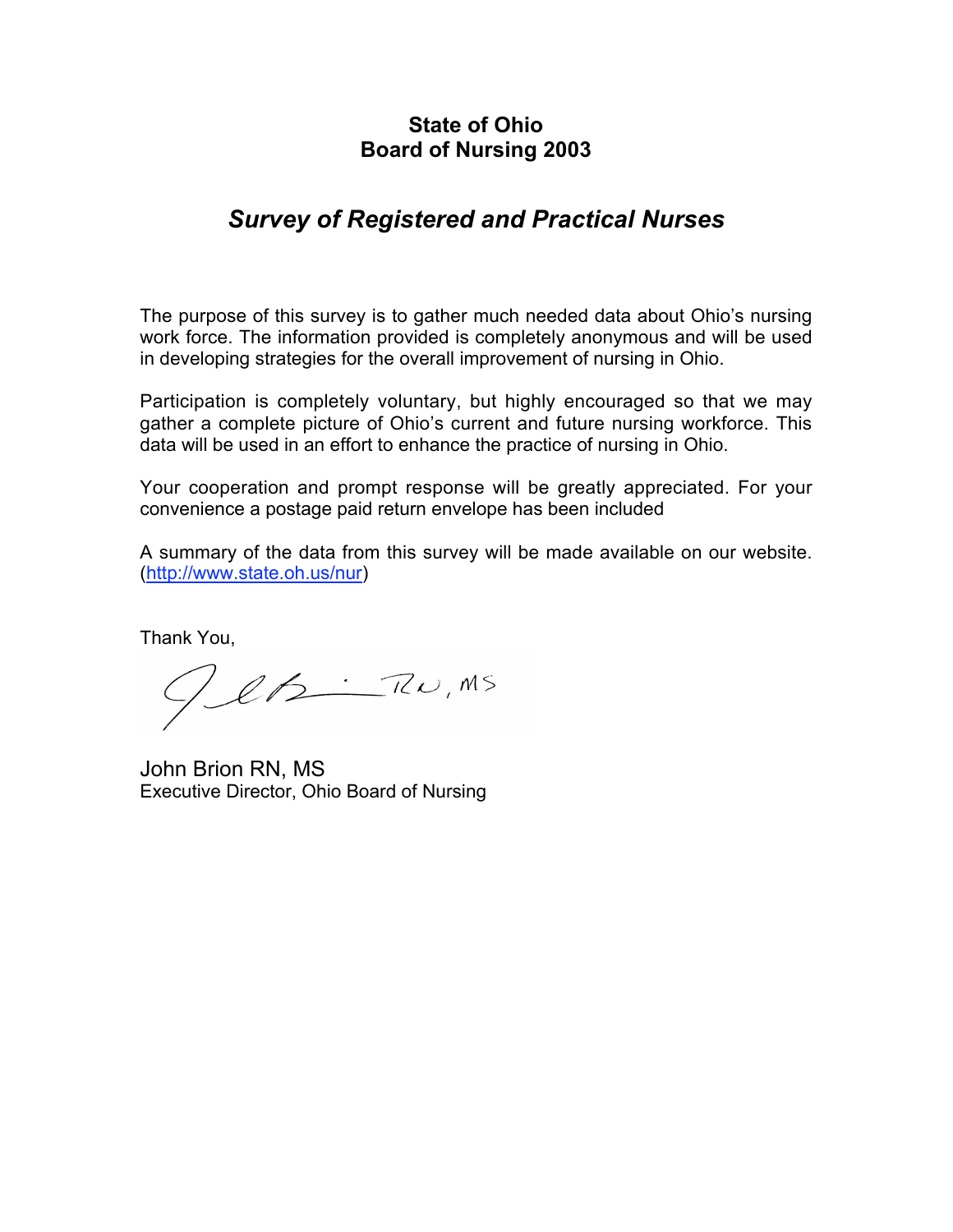**State of Ohio**
**Board of Nursing 2003**

## *Survey of Registered and Practical Nurses*

The purpose of this survey is to gather much needed data about Ohio's nursing work force. The information provided is completely anonymous and will be used in developing strategies for the overall improvement of nursing in Ohio.

Participation is completely voluntary, but highly encouraged so that we may gather a complete picture of Ohio's current and future nursing workforce. This data will be used in an effort to enhance the practice of nursing in Ohio.

Your cooperation and prompt response will be greatly appreciated. For your convenience a postage paid return envelope has been included

A summary of the data from this survey will be made available on our website. (http://www.state.oh.us/nur)

Thank You,

John Brion RN, MS
Executive Director, Ohio Board of Nursing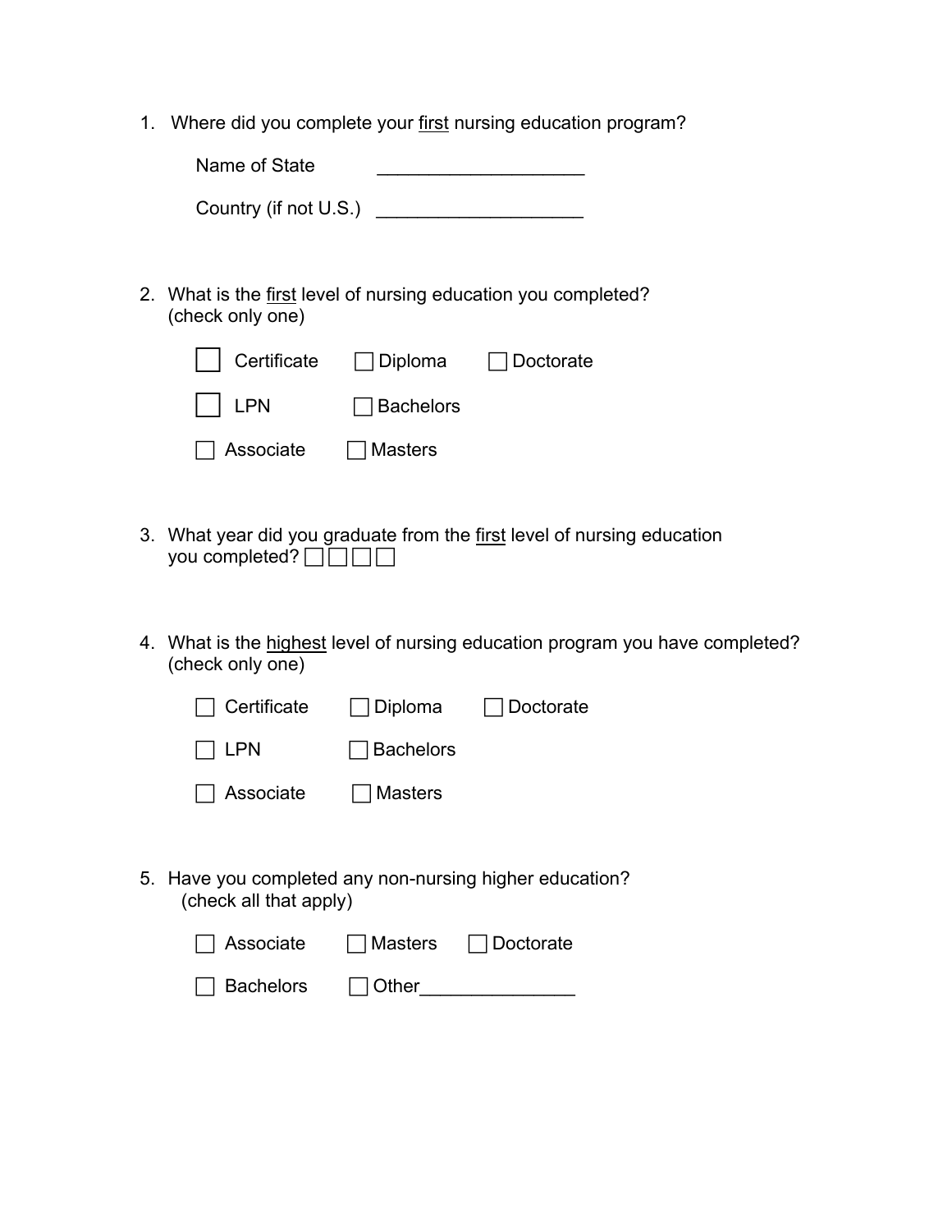1. Where did you complete your <u>first</u> nursing education program?

   Name of State ____________________

   Country (if not U.S.) ____________________

2. What is the <u>first</u> level of nursing education you completed? (check only one)

   ☐ Certificate ☐ Diploma ☐ Doctorate

   ☐ LPN ☐ Bachelors

   ☐ Associate ☐ Masters

3. What year did you graduate from the <u>first</u> level of nursing education you completed? ☐☐☐☐

4. What is the <u>highest</u> level of nursing education program you have completed? (check only one)

   ☐ Certificate ☐ Diploma ☐ Doctorate

   ☐ LPN ☐ Bachelors

   ☐ Associate ☐ Masters

5. Have you completed any non-nursing higher education? (check all that apply)

   ☐ Associate ☐ Masters ☐ Doctorate

   ☐ Bachelors ☐ Other_______________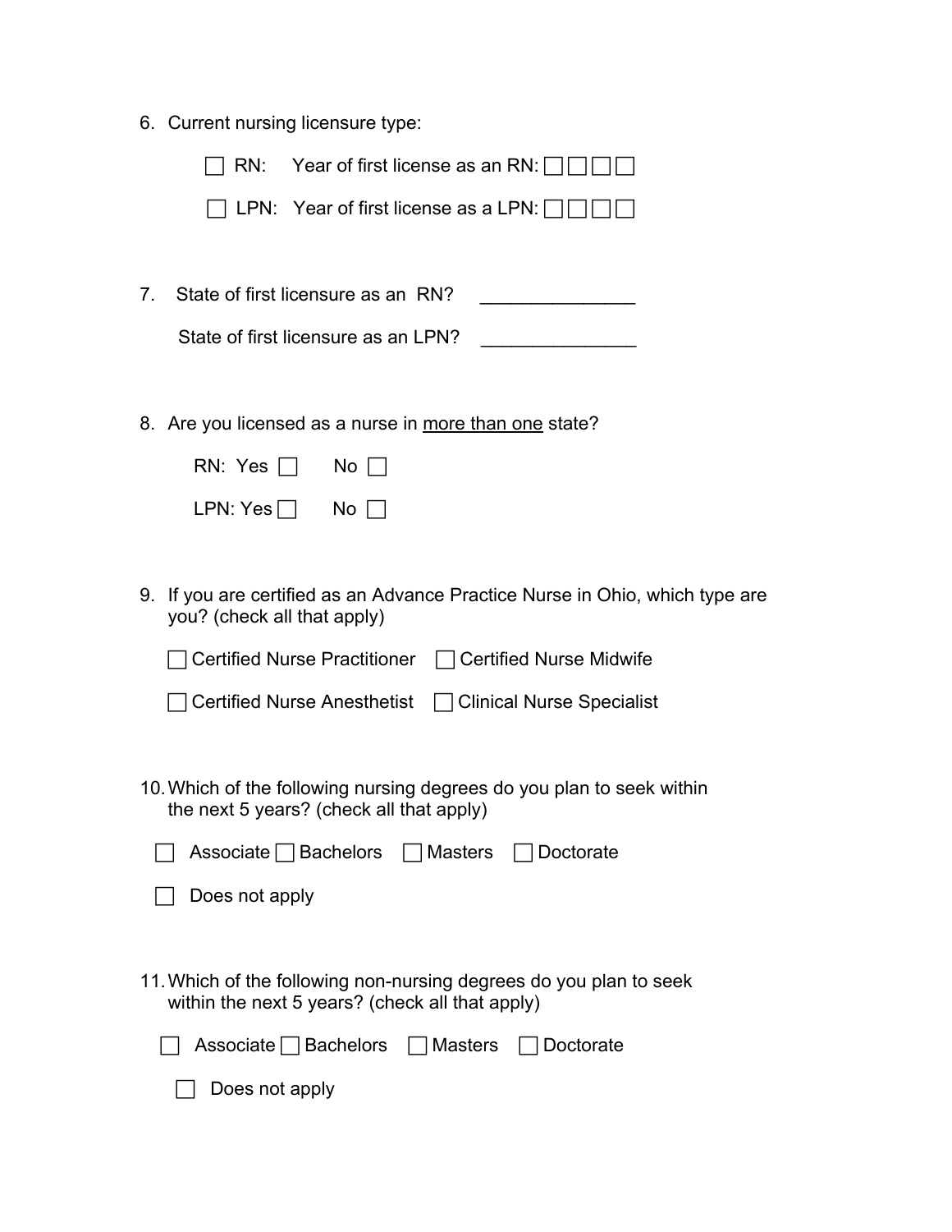6. Current nursing licensure type:

   ☐ RN: Year of first license as an RN: ☐☐☐☐

   ☐ LPN: Year of first license as a LPN: ☐☐☐☐

7. State of first licensure as an RN? _______________

   State of first licensure as an LPN? _______________

8. Are you licensed as a nurse in <u>more than one</u> state?

   RN: Yes ☐ No ☐

   LPN: Yes ☐ No ☐

9. If you are certified as an Advance Practice Nurse in Ohio, which type are you? (check all that apply)

   ☐ Certified Nurse Practitioner ☐ Certified Nurse Midwife

   ☐ Certified Nurse Anesthetist ☐ Clinical Nurse Specialist

10. Which of the following nursing degrees do you plan to seek within the next 5 years? (check all that apply)

    ☐ Associate ☐ Bachelors ☐ Masters ☐ Doctorate

    ☐ Does not apply

11. Which of the following non-nursing degrees do you plan to seek within the next 5 years? (check all that apply)

    ☐ Associate ☐ Bachelors ☐ Masters ☐ Doctorate

    ☐ Does not apply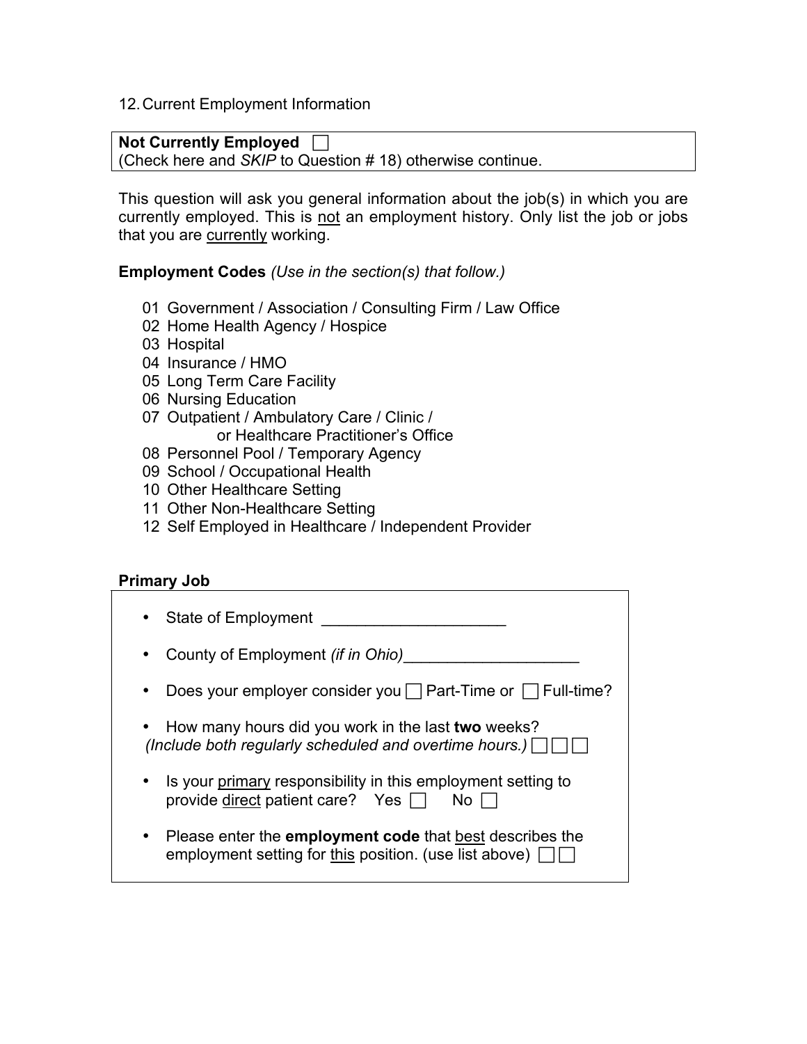12. Current Employment Information

**Not Currently Employed** ☐
(Check here and *SKIP* to Question # 18) otherwise continue.

This question will ask you general information about the job(s) in which you are currently employed. This is not an employment history. Only list the job or jobs that you are currently working.

**Employment Codes** *(Use in the section(s) that follow.)*

- 01 Government / Association / Consulting Firm / Law Office
- 02 Home Health Agency / Hospice
- 03 Hospital
- 04 Insurance / HMO
- 05 Long Term Care Facility
- 06 Nursing Education
- 07 Outpatient / Ambulatory Care / Clinic / or Healthcare Practitioner's Office
- 08 Personnel Pool / Temporary Agency
- 09 School / Occupational Health
- 10 Other Healthcare Setting
- 11 Other Non-Healthcare Setting
- 12 Self Employed in Healthcare / Independent Provider

**Primary Job**

- State of Employment ____________________
- County of Employment *(if in Ohio)*____________________
- Does your employer consider you ☐ Part-Time or ☐ Full-time?
- How many hours did you work in the last **two** weeks? *(Include both regularly scheduled and overtime hours.)* ☐☐☐
- Is your primary responsibility in this employment setting to provide direct patient care? Yes ☐ No ☐
- Please enter the **employment code** that best describes the employment setting for this position. (use list above) ☐☐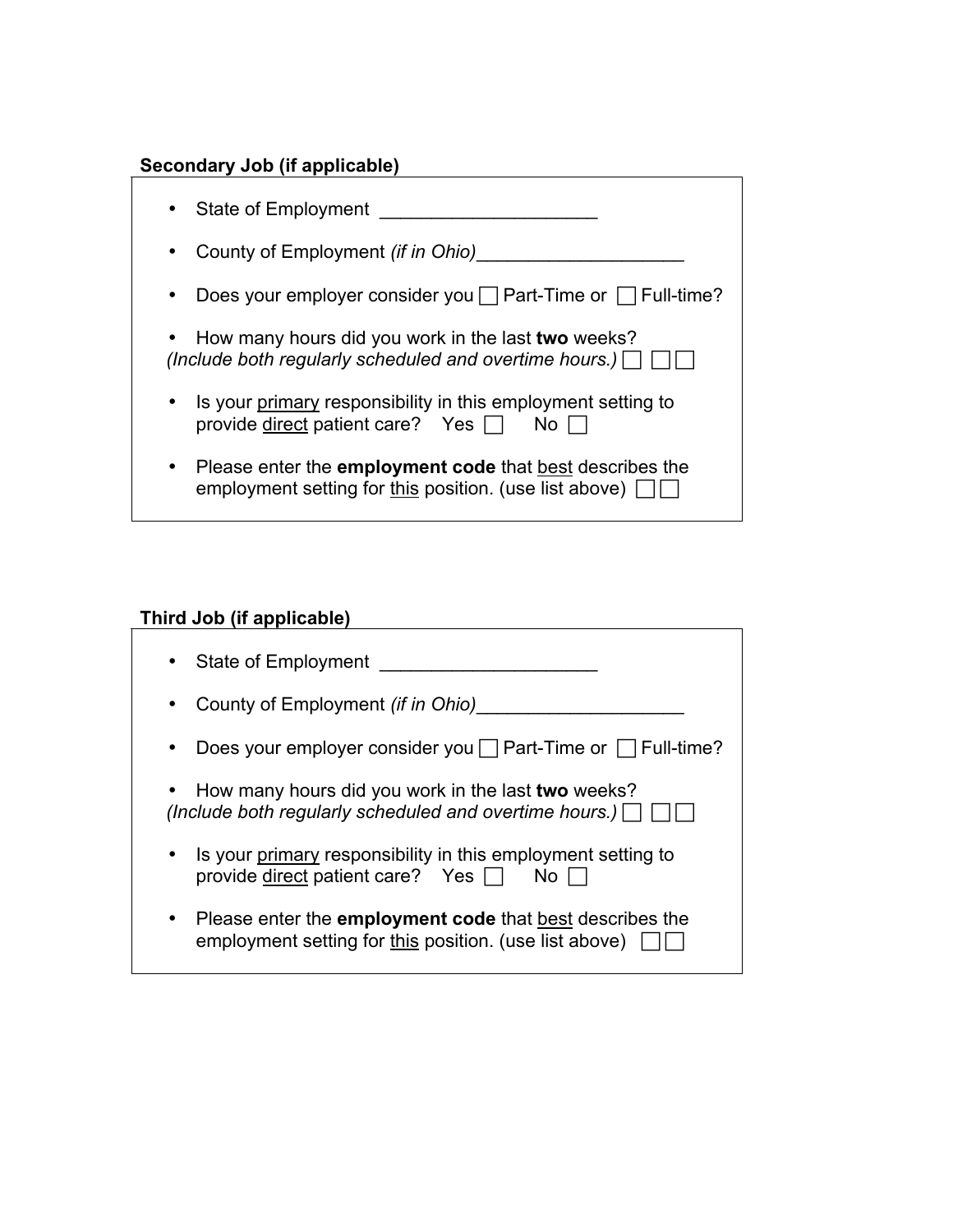**Secondary Job (if applicable)**

- State of Employment ____________________
- County of Employment *(if in Ohio)*____________________
- Does your employer consider you ☐ Part-Time or ☐ Full-time?
- How many hours did you work in the last **two** weeks? *(Include both regularly scheduled and overtime hours.)* ☐ ☐☐
- Is your <u>primary</u> responsibility in this employment setting to provide <u>direct</u> patient care? Yes ☐ No ☐
- Please enter the **employment code** that <u>best</u> describes the employment setting for <u>this</u> position. (use list above) ☐☐

**Third Job (if applicable)**

- State of Employment ____________________
- County of Employment *(if in Ohio)*____________________
- Does your employer consider you ☐ Part-Time or ☐ Full-time?
- How many hours did you work in the last **two** weeks? *(Include both regularly scheduled and overtime hours.)* ☐ ☐☐
- Is your <u>primary</u> responsibility in this employment setting to provide <u>direct</u> patient care? Yes ☐ No ☐
- Please enter the **employment code** that <u>best</u> describes the employment setting for <u>this</u> position. (use list above) ☐☐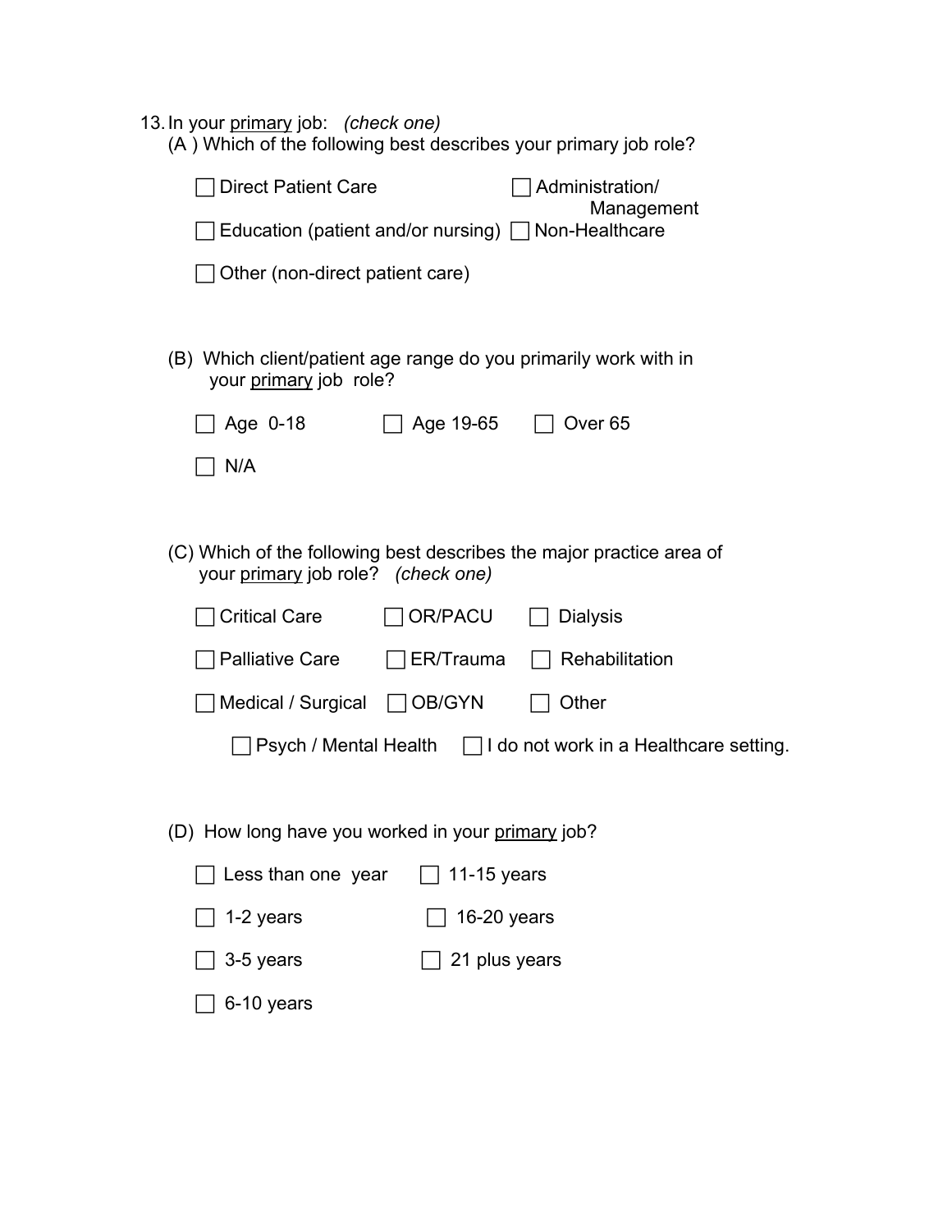13. In your <u>primary</u> job: *(check one)*

(A ) Which of the following best describes your primary job role?

- ☐ Direct Patient Care
- ☐ Administration/ Management
- ☐ Education (patient and/or nursing)
- ☐ Non-Healthcare
- ☐ Other (non-direct patient care)

(B) Which client/patient age range do you primarily work with in your <u>primary</u> job role?

- ☐ Age 0-18
- ☐ Age 19-65
- ☐ Over 65
- ☐ N/A

(C) Which of the following best describes the major practice area of your <u>primary</u> job role? *(check one)*

- ☐ Critical Care
- ☐ OR/PACU
- ☐ Dialysis
- ☐ Palliative Care
- ☐ ER/Trauma
- ☐ Rehabilitation
- ☐ Medical / Surgical
- ☐ OB/GYN
- ☐ Other
- ☐ Psych / Mental Health
- ☐ I do not work in a Healthcare setting.

(D) How long have you worked in your <u>primary</u> job?

- ☐ Less than one year
- ☐ 11-15 years
- ☐ 1-2 years
- ☐ 16-20 years
- ☐ 3-5 years
- ☐ 21 plus years
- ☐ 6-10 years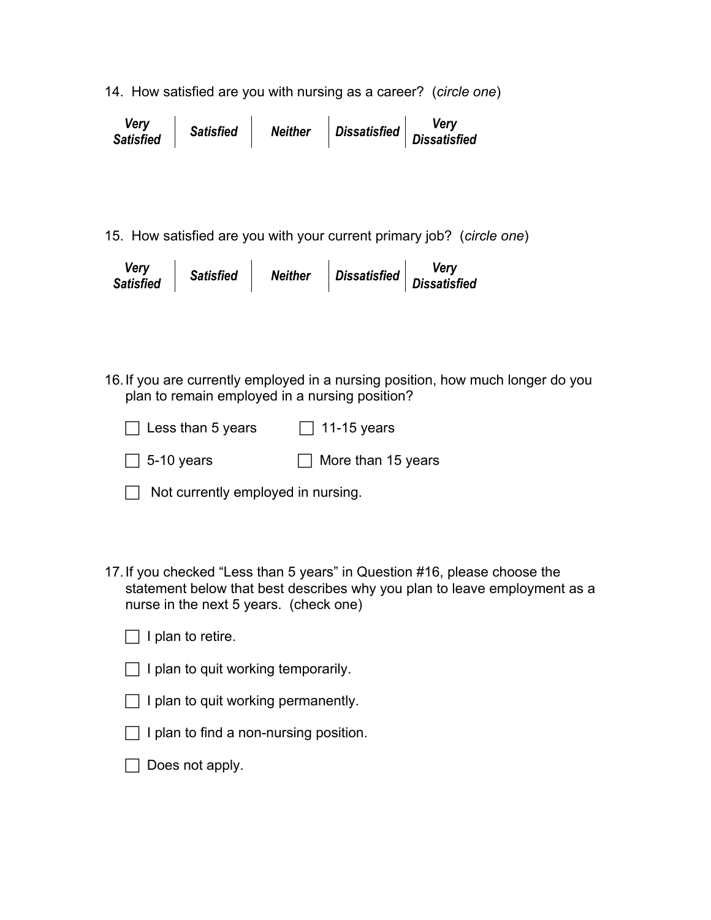14. How satisfied are you with nursing as a career? (*circle one*)

| ***Very Satisfied*** | ***Satisfied*** | ***Neither*** | ***Dissatisfied*** | ***Very Dissatisfied*** |
| --- | --- | --- | --- | --- |

15. How satisfied are you with your current primary job? (*circle one*)

| ***Very Satisfied*** | ***Satisfied*** | ***Neither*** | ***Dissatisfied*** | ***Very Dissatisfied*** |
| --- | --- | --- | --- | --- |

16. If you are currently employed in a nursing position, how much longer do you plan to remain employed in a nursing position?

- ☐ Less than 5 years
- ☐ 11-15 years
- ☐ 5-10 years
- ☐ More than 15 years
- ☐ Not currently employed in nursing.

17. If you checked "Less than 5 years" in Question #16, please choose the statement below that best describes why you plan to leave employment as a nurse in the next 5 years. (check one)

- ☐ I plan to retire.
- ☐ I plan to quit working temporarily.
- ☐ I plan to quit working permanently.
- ☐ I plan to find a non-nursing position.
- ☐ Does not apply.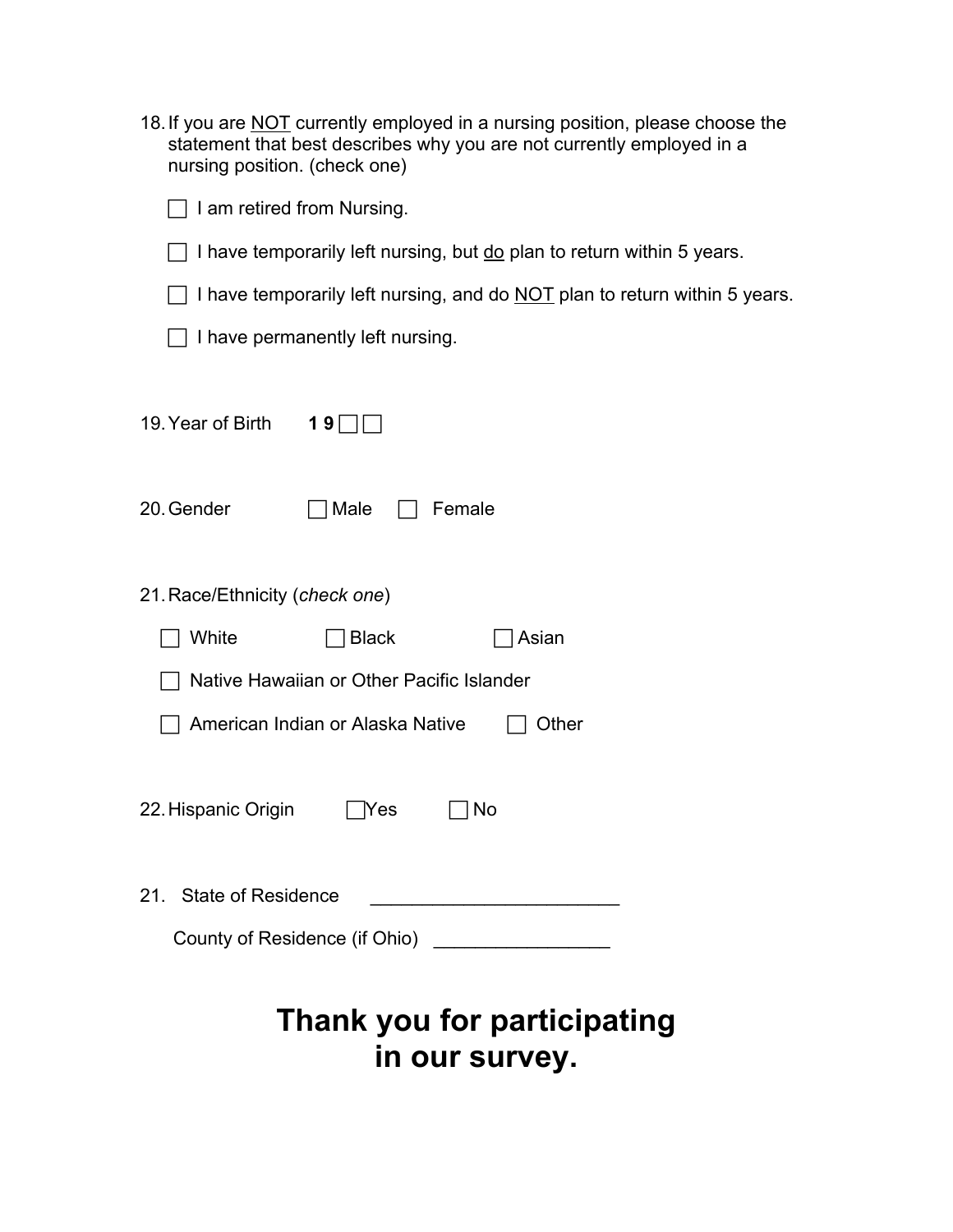18. If you are <u>NOT</u> currently employed in a nursing position, please choose the statement that best describes why you are not currently employed in a nursing position. (check one)

    ☐ I am retired from Nursing.

    ☐ I have temporarily left nursing, but <u>do</u> plan to return within 5 years.

    ☐ I have temporarily left nursing, and do <u>NOT</u> plan to return within 5 years.

    ☐ I have permanently left nursing.

19. Year of Birth **1 9** ☐ ☐

20. Gender ☐ Male ☐ Female

21. Race/Ethnicity (*check one*)

    ☐ White ☐ Black ☐ Asian

    ☐ Native Hawaiian or Other Pacific Islander

    ☐ American Indian or Alaska Native ☐ Other

22. Hispanic Origin ☐ Yes ☐ No

21. State of Residence ________________________

    County of Residence (if Ohio) _________________

# Thank you for participating in our survey.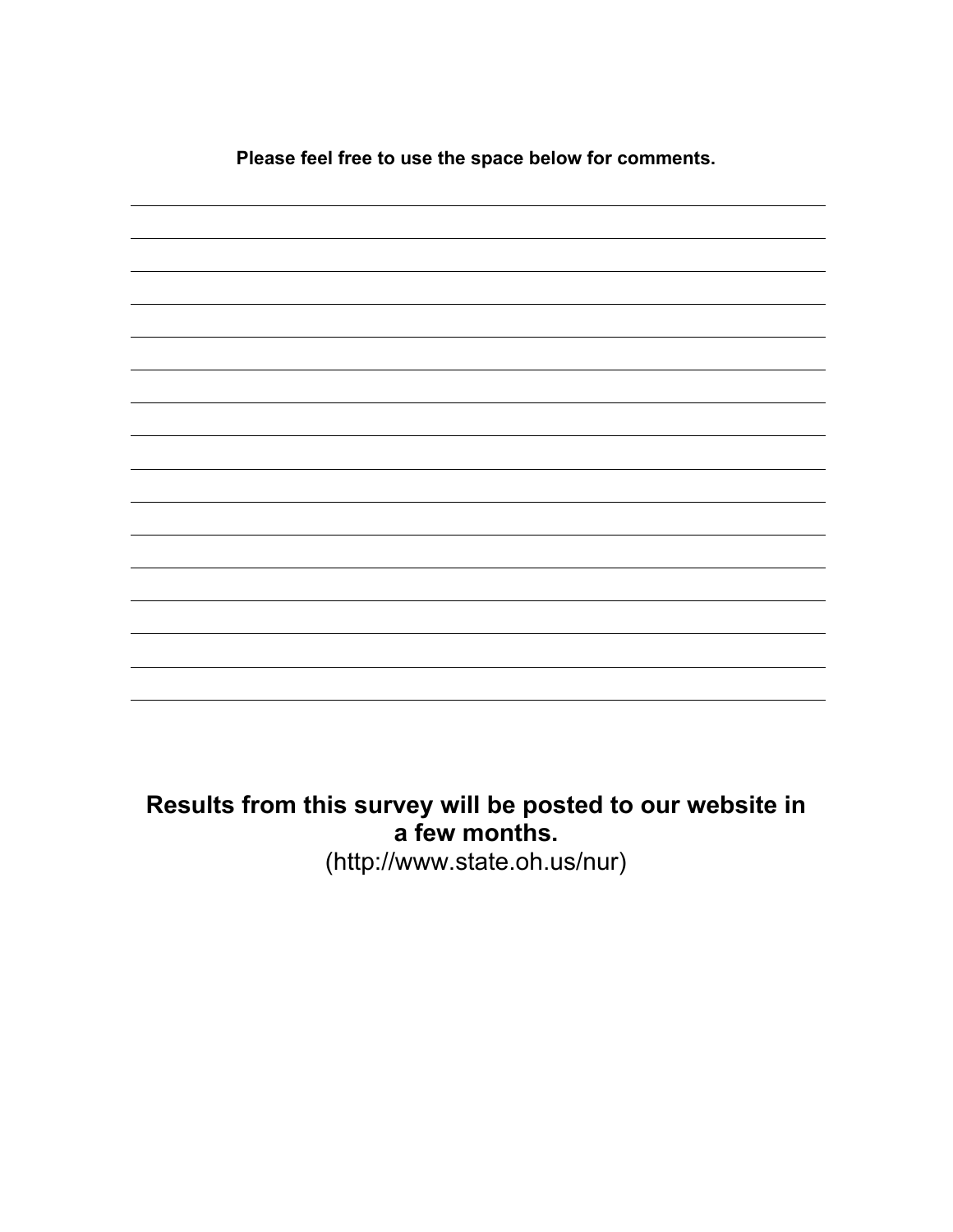**Please feel free to use the space below for comments.**

**Results from this survey will be posted to our website in a few months.**

(http://www.state.oh.us/nur)